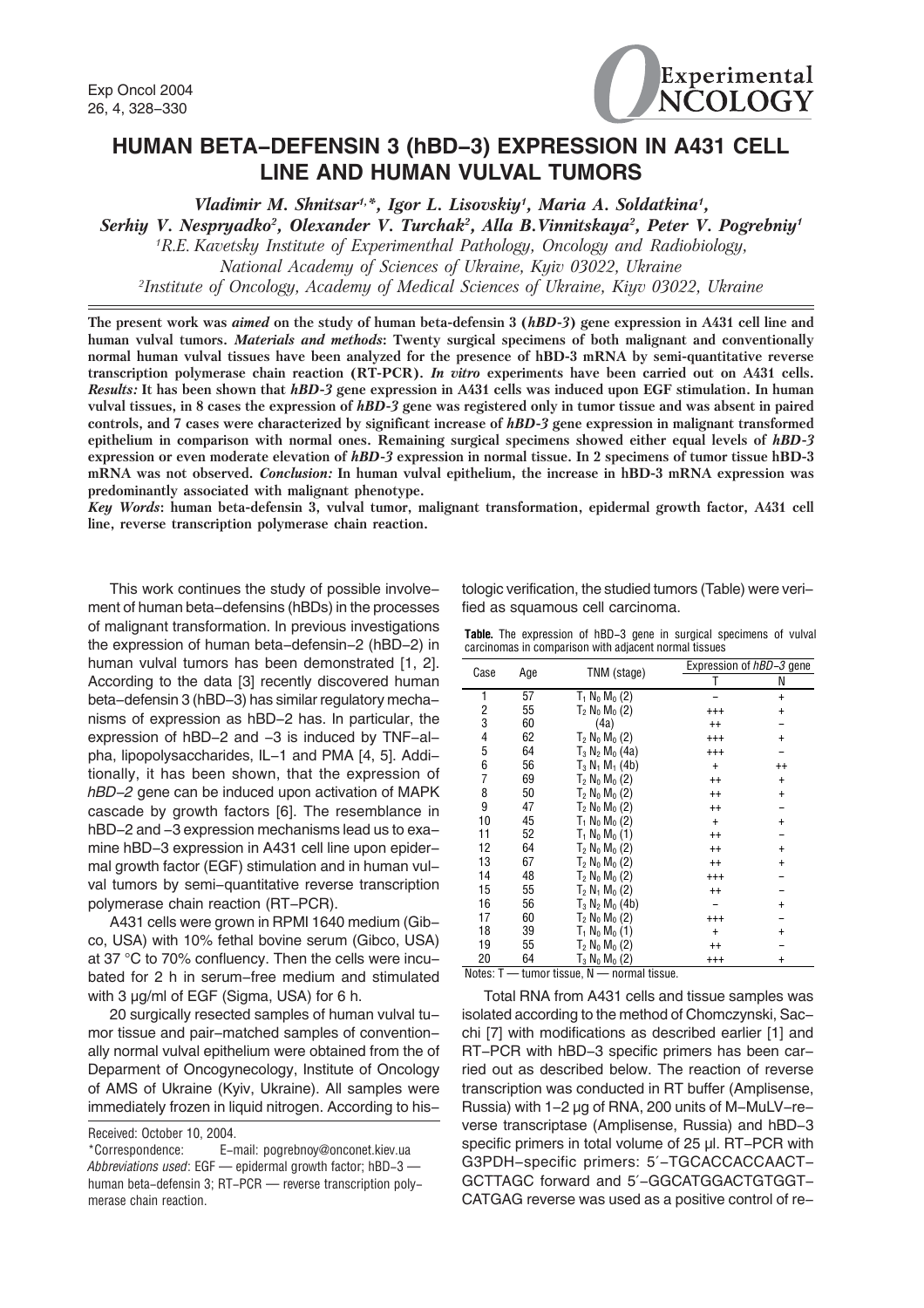# HUMAN BETA–DEFENSIN 3 (hBD–3) EXPRESSION IN A431 CELL LINE AND HUMAN VULVAL TUMORS

*Vladimir M. Shnitsar[1,*], Igor L. Lisovskiy[1], Maria A. Soldatkina[1], Serhiy V. Nespryadko[2], Olexander V. Turchak[2], Alla B.Vinnitskaya[2], Peter V. Pogrebniy[1]*

[1]*R.E. Kavetsky Institute of Experimenthal Pathology, Oncology and Radiobiology, National Academy of Sciences of Ukraine, Kyiv 03022, Ukraine*

[2]*Institute of Oncology, Academy of Medical Sciences of Ukraine, Kiyv 03022, Ukraine*

**The present work was *aimed* on the study of human beta-defensin 3 (*hBD-3*) gene expression in A431 cell line and human vulval tumors. *Materials and methods*: Twenty surgical specimens of both malignant and conventionally normal human vulval tissues have been analyzed for the presence of hBD-3 mRNA by semi-quantitative reverse transcription polymerase chain reaction (RT-PCR). *In vitro* experiments have been carried out on A431 cells. *Results:* It has been shown that *hBD-3* gene expression in A431 cells was induced upon EGF stimulation. In human vulval tissues, in 8 cases the expression of *hBD-3* gene was registered only in tumor tissue and was absent in paired controls, and 7 cases were characterized by significant increase of *hBD-3* gene expression in malignant transformed epithelium in comparison with normal ones. Remaining surgical specimens showed either equal levels of *hBD-3* expression or even moderate elevation of *hBD-3* expression in normal tissue. In 2 specimens of tumor tissue hBD-3 mRNA was not observed. *Conclusion:* In human vulval epithelium, the increase in hBD-3 mRNA expression was predominantly associated with malignant phenotype.**

***Key Words*: human beta-defensin 3, vulval tumor, malignant transformation, epidermal growth factor, A431 cell line, reverse transcription polymerase chain reaction.**

This work continues the study of possible involvement of human beta–defensins (hBDs) in the processes of malignant transformation. In previous investigations the expression of human beta–defensin–2 (hBD–2) in human vulval tumors has been demonstrated [1, 2]. According to the data [3] recently discovered human beta–defensin 3 (hBD–3) has similar regulatory mechanisms of expression as hBD–2 has. In particular, the expression of hBD–2 and –3 is induced by TNF–alpha, lipopolysaccharides, IL–1 and PMA [4, 5]. Additionally, it has been shown, that the expression of *hBD–2* gene can be induced upon activation of MAPK cascade by growth factors [6]. The resemblance in hBD–2 and –3 expression mechanisms led us to examine hBD–3 expression in A431 cell line upon epidermal growth factor (EGF) stimulation and in human vulval tumors by semi–quantitative reverse transcription polymerase chain reaction (RT–PCR).

A431 cells were grown in RPMI 1640 medium (Gibco, USA) with 10% fethal bovine serum (Gibco, USA) at 37 °C to 70% confluency. Then the cells were incubated for 2 h in serum–free medium and stimulated with 3 µg/ml of EGF (Sigma, USA) for 6 h.

20 surgically resected samples of human vulval tumor tissue and pair–matched samples of conventionally normal vulval epithelium were obtained from the of Deparment of Oncogynecology, Institute of Oncology of AMS of Ukraine (Kyiv, Ukraine). All samples were immediately frozen in liquid nitrogen. According to histologic verification, the studied tumors (Table) were verified as squamous cell carcinoma.

**Table.** The expression of hBD–3 gene in surgical specimens of vulval carcinomas in comparison with adjacent normal tissues

| Case | Age | TNM (stage) | Expression of *hBD–3* gene | |
|---|---|---|---|---|
| | | | T | N |
| 1 | 57 | $T_1 N_0 M_0$ (2) | – | + |
| 2 | 55 | $T_2 N_0 M_0$ (2) | +++ | + |
| 3 | 60 | (4a) | ++ | – |
| 4 | 62 | $T_2 N_0 M_0$ (2) | +++ | + |
| 5 | 64 | $T_3 N_2 M_0$ (4a) | +++ | – |
| 6 | 56 | $T_3 N_1 M_1$ (4b) | + | ++ |
| 7 | 69 | $T_2 N_0 M_0$ (2) | ++ | + |
| 8 | 50 | $T_2 N_0 M_0$ (2) | ++ | + |
| 9 | 47 | $T_2 N_0 M_0$ (2) | ++ | – |
| 10 | 45 | $T_1 N_0 M_0$ (2) | + | + |
| 11 | 52 | $T_1 N_0 M_0$ (1) | ++ | – |
| 12 | 64 | $T_2 N_0 M_0$ (2) | ++ | + |
| 13 | 67 | $T_2 N_0 M_0$ (2) | ++ | + |
| 14 | 48 | $T_2 N_0 M_0$ (2) | +++ | – |
| 15 | 55 | $T_2 N_1 M_0$ (2) | ++ | – |
| 16 | 56 | $T_3 N_2 M_0$ (4b) | – | + |
| 17 | 60 | $T_2 N_0 M_0$ (2) | +++ | – |
| 18 | 39 | $T_1 N_0 M_0$ (1) | + | + |
| 19 | 55 | $T_2 N_0 M_0$ (2) | ++ | – |
| 20 | 64 | $T_3 N_0 M_0$ (2) | +++ | + |

Notes: T — tumor tissue, N — normal tissue.

Total RNA from A431 cells and tissue samples was isolated according to the method of Chomczynski, Sacchi [7] with modifications as described earlier [1] and RT–PCR with hBD–3 specific primers has been carried out as described below. The reaction of reverse transcription was conducted in RT buffer (Amplisense, Russia) with 1–2 µg of RNA, 200 units of M–MuLV–reverse transcriptase (Amplisense, Russia) and hBD–3 specific primers in total volume of 25 µl. RT–PCR with G3PDH–specific primers: 5´–TGCACCACCAACTGCTTAGC forward and 5´–GGCATGGACTGTGGTCATGAG reverse was used as a positive control of re–

Received: October 10, 2004.

*Correspondence: E–mail: pogrebnoy@onconet.kiev.ua

*Abbreviations used*: EGF — epidermal growth factor; hBD–3 — human beta–defensin 3; RT–PCR — reverse transcription polymerase chain reaction.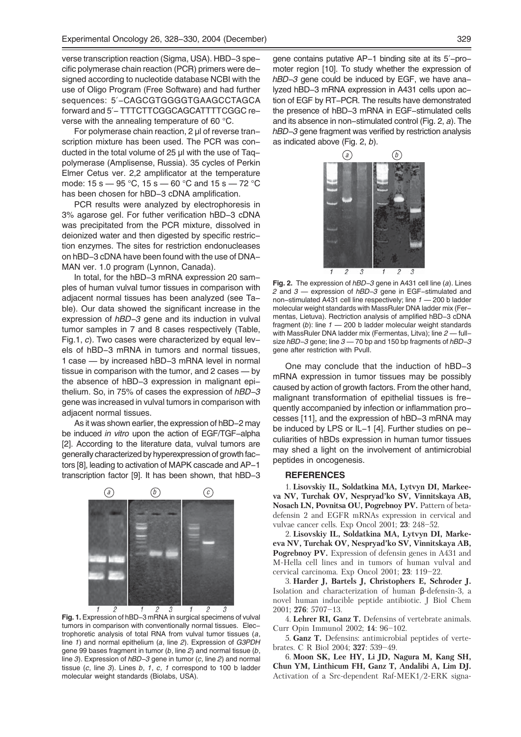verse transcription reaction (Sigma, USA). HBD–3 specific polymerase chain reaction (PCR) primers were designed according to nucleotide database NCBI with the use of Oligo Program (Free Software) and had further sequences: 5′–CAGCGTGGGGTGAAGCCTAGCA forward and 5′– TTTCTTCGGCAGCATTTTCGGC reverse with the annealing temperature of 60 °C.

For polymerase chain reaction, 2 µl of reverse transcription mixture has been used. The PCR was conducted in the total volume of 25 µl with the use of Taq–polymerase (Amplisense, Russia). 35 cycles of Perkin Elmer Cetus ver. 2,2 amplificator at the temperature mode: 15 s — 95 °C, 15 s — 60 °C and 15 s — 72 °C has been chosen for hBD–3 cDNA amplification.

PCR results were analyzed by electrophoresis in 3% agarose gel. For futher verification hBD–3 cDNA was precipitated from the PCR mixture, dissolved in deionized water and then digested by specific restriction enzymes. The sites for restriction endonucleases on hBD–3 cDNA have been found with the use of DNA–MAN ver. 1.0 program (Lynnon, Canada).

In total, for the hBD–3 mRNA expression 20 samples of human vulval tumor tissues in comparison with adjacent normal tissues has been analyzed (see Table). Our data showed the significant increase in the expression of *hBD–3* gene and its induction in vulval tumor samples in 7 and 8 cases respectively (Table, Fig.1, *c*). Two cases were characterized by equal levels of hBD–3 mRNA in tumors and normal tissues, 1 case — by increased hBD–3 mRNA level in normal tissue in comparison with the tumor, and 2 cases — by the absence of hBD–3 expression in malignant epithelium. So, in 75% of cases the expression of *hBD–3* gene was increased in vulval tumors in comparison with adjacent normal tissues.

As it was shown earlier, the expression of hBD–2 may be induced *in vitro* upon the action of EGF/TGF–alpha [2]. According to the literature data, vulval tumors are generally characterized by hyperexpression of growth factors [8], leading to activation of MAPK cascade and AP–1 transcription factor [9]. It has been shown, that hBD–3 gene contains putative AP–1 binding site at its 5′–promoter region [10]. To study whether the expression of *hBD–3* gene could be induced by EGF, we have analyzed hBD–3 mRNA expression in A431 cells upon action of EGF by RT–PCR. The results have demonstrated the presence of hBD–3 mRNA in EGF–stimulated cells and its absence in non–stimulated control (Fig. 2, *a*). The *hBD–3* gene fragment was verified by restriction analysis as indicated above (Fig. 2, *b*).

**Fig. 1.** Expression of hBD–3 mRNA in surgical specimens of vulval tumors in comparison with conventionally normal tissues. Electrophoretic analysis of total RNA from vulval tumor tissues (*a*, line *1*) and normal epithelium (*a*, line *2*). Expression of *G3PDH* gene 99 bases fragment in tumor (*b*, line *2*) and normal tissue (*b*, line *3*). Expression of *hBD–3* gene in tumor (*c*, line *2*) and normal tissue (*c*, line *3*). Lines *b*, *1*, *c, 1* correspond to 100 b ladder molecular weight standards (Biolabs, USA).

**Fig. 2.** The expression of *hBD–3* gene in A431 cell line (*a*). Lines *2* and *3* — expression of *hBD–3* gene in EGF–stimulated and non–stimulated A431 cell line respectively; line *1* — 200 b ladder molecular weight standards with MassRuler DNA ladder mix (Fermentas, Lietuva). Rectriction analysis of amplified hBD–3 cDNA fragment (*b*): line *1* — 200 b ladder molecular weight standards with MassRuler DNA ladder mix (Fermentas, Litva); line *2* — full–size *hBD–3* gene; line *3* — 70 bp and 150 bp fragments of *hBD–3* gene after restriction with PvuII.

One may conclude that the induction of hBD–3 mRNA expression in tumor tissues may be possibly caused by action of growth factors. From the other hand, malignant transformation of epithelial tissues is frequently accompanied by infection or inflammation processes [11], and the expression of hBD–3 mRNA may be induced by LPS or IL–1 [4]. Further studies on peculiarities of hBDs expression in human tumor tissues may shed a light on the involvement of antimicrobial peptides in oncogenesis.

## REFERENCES

1. **Lisovskiy IL, Soldatkina MA, Lytvyn DI, Markeeva NV, Turchak OV, Nespryad'ko SV, Vinnitskaya AB, Nosach LN, Povnitsa OU, Pogrebnoy PV.** Pattern of beta-defensin 2 and EGFR mRNAs expression in cervical and vulvae cancer cells. Exp Oncol 2001; **23**: 248–52.

2. **Lisovskiy IL, Soldatkina MA, Lytvyn DI, Markeeva NV, Turchak OV, Nespryad'ko SV, Vinnitskaya AB, Pogrebnoy PV.** Expression of defensin genes in A431 and M-Hella cell lines and in tumors of human vulval and cervical carcinoma. Exp Oncol 2001; **23**: 119–22.

3. **Harder J, Bartels J, Christophers E, Schroder J.** Isolation and characterization of human β-defensin-3, a novel human inducible peptide antibiotic. J Biol Chem 2001; **276**: 5707–13.

4. **Lehrer RI, Ganz T.** Defensins of vertebrate animals. Curr Opin Immunol 2002; **14**: 96–102.

5. **Ganz T.** Defensins: antimicrobial peptides of vertebrates. C R Biol 2004; **327**: 539–49.

6. **Moon SK, Lee HY, Li JD, Nagura M, Kang SH, Chun YM, Linthicum FH, Ganz T, Andalibi A, Lim DJ.** Activation of a Src-dependent Raf-MEK1/2-ERK signa-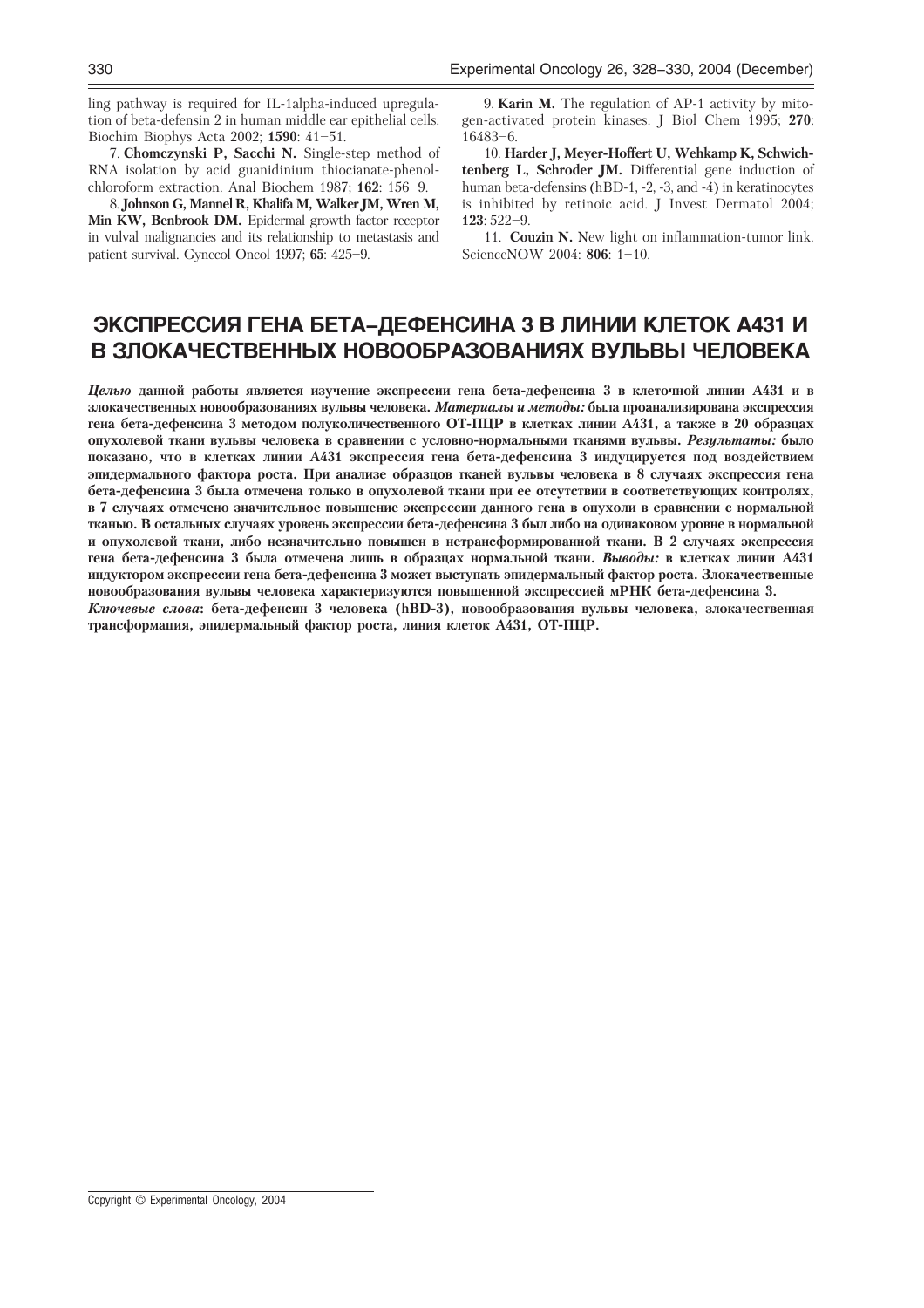ling pathway is required for IL-1alpha-induced upregulation of beta-defensin 2 in human middle ear epithelial cells. Biochim Biophys Acta 2002; **1590**: 41–51.

7. **Chomczynski P, Sacchi N.** Single-step method of RNA isolation by acid guanidinium thiocianate-phenol-chloroform extraction. Anal Biochem 1987; **162**: 156–9.

8. **Johnson G, Mannel R, Khalifa M, Walker JM, Wren M, Min KW, Benbrook DM.** Epidermal growth factor receptor in vulval malignancies and its relationship to metastasis and patient survival. Gynecol Oncol 1997; **65**: 425–9.

9. **Karin M.** The regulation of AP-1 activity by mitogen-activated protein kinases. J Biol Chem 1995; **270**: 16483–6.

10. **Harder J, Meyer-Hoffert U, Wehkamp K, Schwichtenberg L, Schroder JM.** Differential gene induction of human beta-defensins (hBD-1, -2, -3, and -4) in keratinocytes is inhibited by retinoic acid. J Invest Dermatol 2004; **123**: 522–9.

11. **Couzin N.** New light on inflammation-tumor link. ScienceNOW 2004: **806**: 1–10.

# ЭКСПРЕССИЯ ГЕНА БЕТА–ДЕФЕНСИНА 3 В ЛИНИИ КЛЕТОК A431 И В ЗЛОКАЧЕСТВЕННЫХ НОВООБРАЗОВАНИЯХ ВУЛЬВЫ ЧЕЛОВЕКА

**_Целью_ данной работы является изучение экспрессии гена бета-дефенсина 3 в клеточной линии A431 и в злокачественных новообразованиях вульвы человека. _Материалы и методы:_ была проанализирована экспрессия гена бета-дефенсина 3 методом полуколичественного ОТ-ПЦР в клетках линии A431, а также в 20 образцах опухолевой ткани вульвы человека в сравнении с условно-нормальными тканями вульвы. _Результаты:_ было показано, что в клетках линии A431 экспрессия гена бета-дефенсина 3 индуцируется под воздействием эпидермального фактора роста. При анализе образцов тканей вульвы человека в 8 случаях экспрессия гена бета-дефенсина 3 была отмечена только в опухолевой ткани при ее отсутствии в соответствующих контролях, в 7 случаях отмечено значительное повышение экспрессии данного гена в опухоли в сравнении с нормальной тканью. В остальных случаях уровень экспрессии бета-дефенсина 3 был либо на одинаковом уровне в нормальной и опухолевой ткани, либо незначительно повышен в нетрансформированной ткани. В 2 случаях экспрессия гена бета-дефенсина 3 была отмечена лишь в образцах нормальной ткани. _Выводы:_ в клетках линии A431 индуктором экспрессии гена бета-дефенсина 3 может выступать эпидермальный фактор роста. Злокачественные новообразования вульвы человека характеризуются повышенной экспрессией мРНК бета-дефенсина 3.**

**_Ключевые слова_: бета-дефенсин 3 человека (hBD-3), новообразования вульвы человека, злокачественная трансформация, эпидермальный фактор роста, линия клеток A431, ОТ-ПЦР.**

Copyright © Experimental Oncology, 2004